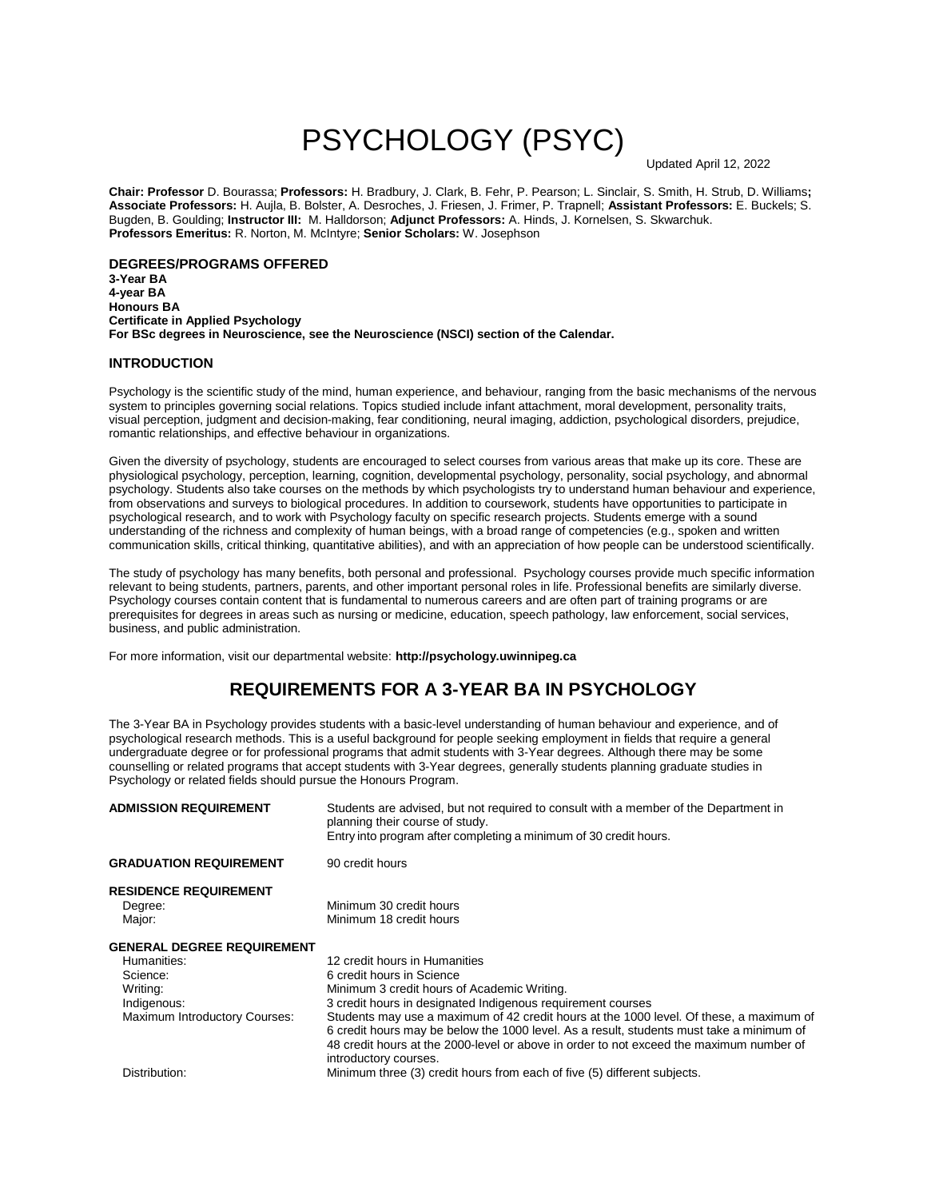# PSYCHOLOGY (PSYC)

Updated April 12, 2022

**Chair: Professor** D. Bourassa; **Professors:** H. Bradbury, J. Clark, B. Fehr, P. Pearson; L. Sinclair, S. Smith, H. Strub, D. Williams**;** **Associate Professors:** H. Aujla, B. Bolster, A. Desroches, J. Friesen, J. Frimer, P. Trapnell; **Assistant Professors:** E. Buckels; S. Bugden, B. Goulding; **Instructor III:** M. Halldorson; **Adjunct Professors:** A. Hinds, J. Kornelsen, S. Skwarchuk. **Professors Emeritus:** R. Norton, M. McIntyre; **Senior Scholars:** W. Josephson

### DEGREES/PROGRAMS OFFERED

**3-Year BA**
**4-year BA**
**Honours BA**
**Certificate in Applied Psychology**
**For BSc degrees in Neuroscience, see the Neuroscience (NSCI) section of the Calendar.**

### INTRODUCTION

Psychology is the scientific study of the mind, human experience, and behaviour, ranging from the basic mechanisms of the nervous system to principles governing social relations. Topics studied include infant attachment, moral development, personality traits, visual perception, judgment and decision-making, fear conditioning, neural imaging, addiction, psychological disorders, prejudice, romantic relationships, and effective behaviour in organizations.

Given the diversity of psychology, students are encouraged to select courses from various areas that make up its core. These are physiological psychology, perception, learning, cognition, developmental psychology, personality, social psychology, and abnormal psychology. Students also take courses on the methods by which psychologists try to understand human behaviour and experience, from observations and surveys to biological procedures. In addition to coursework, students have opportunities to participate in psychological research, and to work with Psychology faculty on specific research projects. Students emerge with a sound understanding of the richness and complexity of human beings, with a broad range of competencies (e.g., spoken and written communication skills, critical thinking, quantitative abilities), and with an appreciation of how people can be understood scientifically.

The study of psychology has many benefits, both personal and professional. Psychology courses provide much specific information relevant to being students, partners, parents, and other important personal roles in life. Professional benefits are similarly diverse. Psychology courses contain content that is fundamental to numerous careers and are often part of training programs or are prerequisites for degrees in areas such as nursing or medicine, education, speech pathology, law enforcement, social services, business, and public administration.

For more information, visit our departmental website: **http://psychology.uwinnipeg.ca**

## REQUIREMENTS FOR A 3-YEAR BA IN PSYCHOLOGY

The 3-Year BA in Psychology provides students with a basic-level understanding of human behaviour and experience, and of psychological research methods. This is a useful background for people seeking employment in fields that require a general undergraduate degree or for professional programs that admit students with 3-Year degrees. Although there may be some counselling or related programs that accept students with 3-Year degrees, generally students planning graduate studies in Psychology or related fields should pursue the Honours Program.

**ADMISSION REQUIREMENT**
Students are advised, but not required to consult with a member of the Department in planning their course of study.
Entry into program after completing a minimum of 30 credit hours.

**GRADUATION REQUIREMENT**
90 credit hours

**RESIDENCE REQUIREMENT**
- Degree: Minimum 30 credit hours
- Major: Minimum 18 credit hours

**GENERAL DEGREE REQUIREMENT**
- Humanities: 12 credit hours in Humanities
- Science: 6 credit hours in Science
- Writing: Minimum 3 credit hours of Academic Writing.
- Indigenous: 3 credit hours in designated Indigenous requirement courses
- Maximum Introductory Courses: Students may use a maximum of 42 credit hours at the 1000 level. Of these, a maximum of 6 credit hours may be below the 1000 level. As a result, students must take a minimum of 48 credit hours at the 2000-level or above in order to not exceed the maximum number of introductory courses.
- Distribution: Minimum three (3) credit hours from each of five (5) different subjects.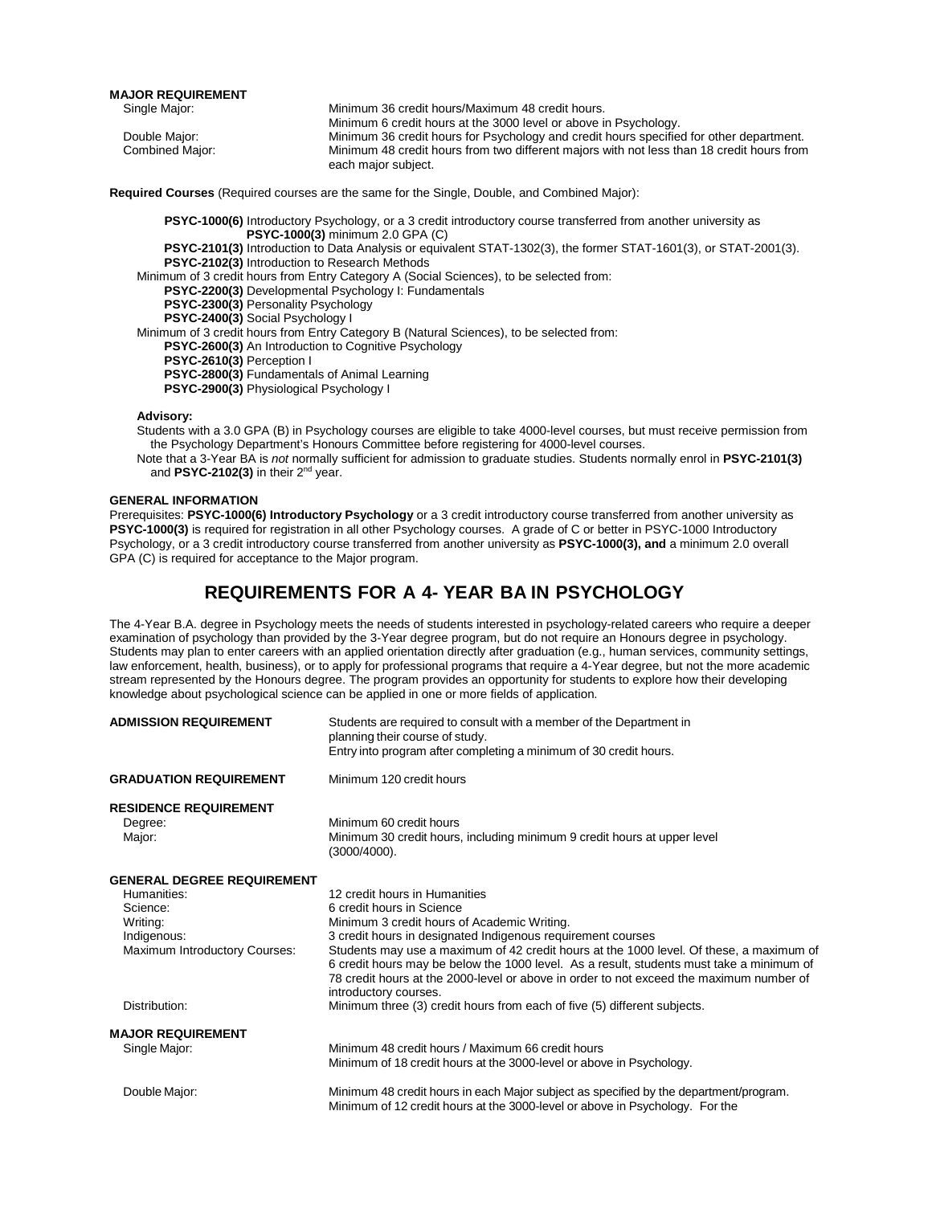**MAJOR REQUIREMENT**

| | |
|---|---|
| Single Major: | Minimum 36 credit hours/Maximum 48 credit hours. Minimum 6 credit hours at the 3000 level or above in Psychology. |
| Double Major: | Minimum 36 credit hours for Psychology and credit hours specified for other department. |
| Combined Major: | Minimum 48 credit hours from two different majors with not less than 18 credit hours from each major subject. |

**Required Courses** (Required courses are the same for the Single, Double, and Combined Major):

**PSYC-1000(6)** Introductory Psychology, or a 3 credit introductory course transferred from another university as **PSYC-1000(3)** minimum 2.0 GPA (C)
**PSYC-2101(3)** Introduction to Data Analysis or equivalent STAT-1302(3), the former STAT-1601(3), or STAT-2001(3).
**PSYC-2102(3)** Introduction to Research Methods

Minimum of 3 credit hours from Entry Category A (Social Sciences), to be selected from:
- **PSYC-2200(3)** Developmental Psychology I: Fundamentals
- **PSYC-2300(3)** Personality Psychology
- **PSYC-2400(3)** Social Psychology I

Minimum of 3 credit hours from Entry Category B (Natural Sciences), to be selected from:
- **PSYC-2600(3)** An Introduction to Cognitive Psychology
- **PSYC-2610(3)** Perception I
- **PSYC-2800(3)** Fundamentals of Animal Learning
- **PSYC-2900(3)** Physiological Psychology I

**Advisory:**

Students with a 3.0 GPA (B) in Psychology courses are eligible to take 4000-level courses, but must receive permission from the Psychology Department's Honours Committee before registering for 4000-level courses.

Note that a 3-Year BA is *not* normally sufficient for admission to graduate studies. Students normally enrol in **PSYC-2101(3)** and **PSYC-2102(3)** in their 2nd year.

**GENERAL INFORMATION**

Prerequisites: **PSYC-1000(6) Introductory Psychology** or a 3 credit introductory course transferred from another university as **PSYC-1000(3)** is required for registration in all other Psychology courses. A grade of C or better in PSYC-1000 Introductory Psychology, or a 3 credit introductory course transferred from another university as **PSYC-1000(3), and** a minimum 2.0 overall GPA (C) is required for acceptance to the Major program.

## REQUIREMENTS FOR A 4- YEAR BA IN PSYCHOLOGY

The 4-Year B.A. degree in Psychology meets the needs of students interested in psychology-related careers who require a deeper examination of psychology than provided by the 3-Year degree program, but do not require an Honours degree in psychology. Students may plan to enter careers with an applied orientation directly after graduation (e.g., human services, community settings, law enforcement, health, business), or to apply for professional programs that require a 4-Year degree, but not the more academic stream represented by the Honours degree. The program provides an opportunity for students to explore how their developing knowledge about psychological science can be applied in one or more fields of application.

| | |
|---|---|
| **ADMISSION REQUIREMENT** | Students are required to consult with a member of the Department in planning their course of study. Entry into program after completing a minimum of 30 credit hours. |
| **GRADUATION REQUIREMENT** | Minimum 120 credit hours |
| **RESIDENCE REQUIREMENT** | |
| Degree: | Minimum 60 credit hours |
| Major: | Minimum 30 credit hours, including minimum 9 credit hours at upper level (3000/4000). |
| **GENERAL DEGREE REQUIREMENT** | |
| Humanities: | 12 credit hours in Humanities |
| Science: | 6 credit hours in Science |
| Writing: | Minimum 3 credit hours of Academic Writing. |
| Indigenous: | 3 credit hours in designated Indigenous requirement courses |
| Maximum Introductory Courses: | Students may use a maximum of 42 credit hours at the 1000 level. Of these, a maximum of 6 credit hours may be below the 1000 level. As a result, students must take a minimum of 78 credit hours at the 2000-level or above in order to not exceed the maximum number of introductory courses. |
| Distribution: | Minimum three (3) credit hours from each of five (5) different subjects. |
| **MAJOR REQUIREMENT** | |
| Single Major: | Minimum 48 credit hours / Maximum 66 credit hours. Minimum of 18 credit hours at the 3000-level or above in Psychology. |
| Double Major: | Minimum 48 credit hours in each Major subject as specified by the department/program. Minimum of 12 credit hours at the 3000-level or above in Psychology. For the |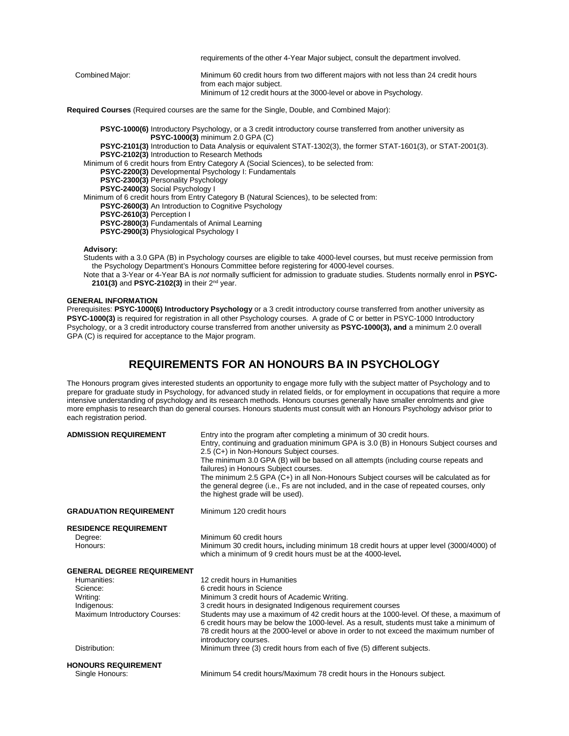requirements of the other 4-Year Major subject, consult the department involved.

| | |
|---|---|
| Combined Major: | Minimum 60 credit hours from two different majors with not less than 24 credit hours from each major subject.<br>Minimum of 12 credit hours at the 3000-level or above in Psychology. |

**Required Courses** (Required courses are the same for the Single, Double, and Combined Major):

**PSYC-1000(6)** Introductory Psychology, or a 3 credit introductory course transferred from another university as **PSYC-1000(3)** minimum 2.0 GPA (C)
**PSYC-2101(3)** Introduction to Data Analysis or equivalent STAT-1302(3), the former STAT-1601(3), or STAT-2001(3).
**PSYC-2102(3)** Introduction to Research Methods

Minimum of 6 credit hours from Entry Category A (Social Sciences), to be selected from:
- **PSYC-2200(3)** Developmental Psychology I: Fundamentals
- **PSYC-2300(3)** Personality Psychology
- **PSYC-2400(3)** Social Psychology I

Minimum of 6 credit hours from Entry Category B (Natural Sciences), to be selected from:
- **PSYC-2600(3)** An Introduction to Cognitive Psychology
- **PSYC-2610(3)** Perception I
- **PSYC-2800(3)** Fundamentals of Animal Learning
- **PSYC-2900(3)** Physiological Psychology I

**Advisory:**

Students with a 3.0 GPA (B) in Psychology courses are eligible to take 4000-level courses, but must receive permission from the Psychology Department's Honours Committee before registering for 4000-level courses.

Note that a 3-Year or 4-Year BA is *not* normally sufficient for admission to graduate studies. Students normally enrol in **PSYC-2101(3)** and **PSYC-2102(3)** in their 2nd year.

**GENERAL INFORMATION**

Prerequisites: **PSYC-1000(6) Introductory Psychology** or a 3 credit introductory course transferred from another university as **PSYC-1000(3)** is required for registration in all other Psychology courses. A grade of C or better in PSYC-1000 Introductory Psychology, or a 3 credit introductory course transferred from another university as **PSYC-1000(3), and** a minimum 2.0 overall GPA (C) is required for acceptance to the Major program.

## REQUIREMENTS FOR AN HONOURS BA IN PSYCHOLOGY

The Honours program gives interested students an opportunity to engage more fully with the subject matter of Psychology and to prepare for graduate study in Psychology, for advanced study in related fields, or for employment in occupations that require a more intensive understanding of psychology and its research methods. Honours courses generally have smaller enrolments and give more emphasis to research than do general courses. Honours students must consult with an Honours Psychology advisor prior to each registration period.

| | |
|---|---|
| **ADMISSION REQUIREMENT** | Entry into the program after completing a minimum of 30 credit hours.<br>Entry, continuing and graduation minimum GPA is 3.0 (B) in Honours Subject courses and 2.5 (C+) in Non-Honours Subject courses.<br>The minimum 3.0 GPA (B) will be based on all attempts (including course repeats and failures) in Honours Subject courses.<br>The minimum 2.5 GPA (C+) in all Non-Honours Subject courses will be calculated as for the general degree (i.e., Fs are not included, and in the case of repeated courses, only the highest grade will be used). |
| **GRADUATION REQUIREMENT** | Minimum 120 credit hours |
| **RESIDENCE REQUIREMENT** | |
| Degree: | Minimum 60 credit hours |
| Honours: | Minimum 30 credit hours**,** including minimum 18 credit hours at upper level (3000/4000) of which a minimum of 9 credit hours must be at the 4000-level**.** |
| **GENERAL DEGREE REQUIREMENT** | |
| Humanities: | 12 credit hours in Humanities |
| Science: | 6 credit hours in Science |
| Writing: | Minimum 3 credit hours of Academic Writing. |
| Indigenous: | 3 credit hours in designated Indigenous requirement courses |
| Maximum Introductory Courses: | Students may use a maximum of 42 credit hours at the 1000-level. Of these, a maximum of 6 credit hours may be below the 1000-level. As a result, students must take a minimum of 78 credit hours at the 2000-level or above in order to not exceed the maximum number of introductory courses. |
| Distribution: | Minimum three (3) credit hours from each of five (5) different subjects. |
| **HONOURS REQUIREMENT** | |
| Single Honours: | Minimum 54 credit hours/Maximum 78 credit hours in the Honours subject. |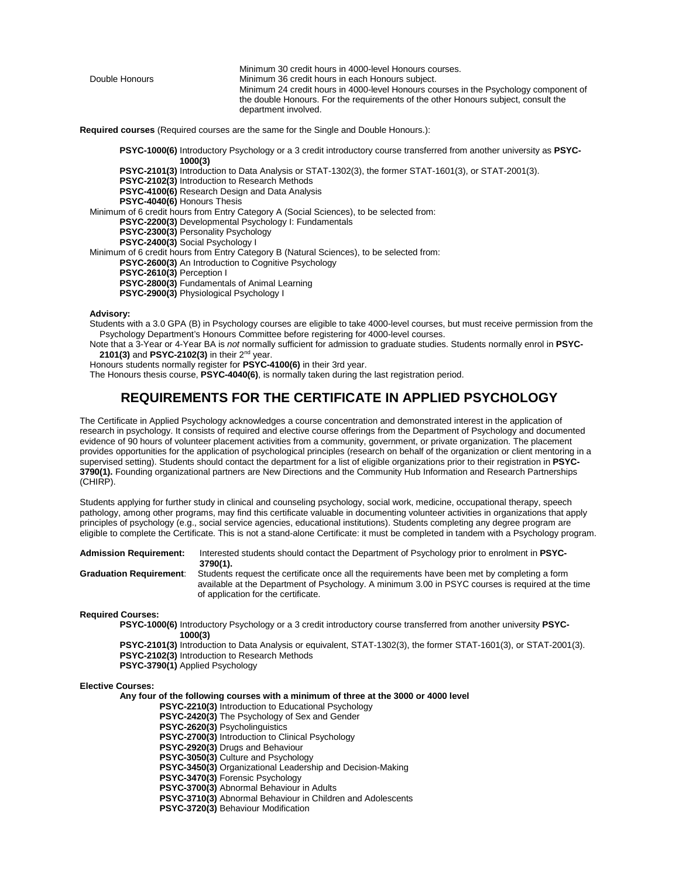| | |
|---|---|
| | Minimum 30 credit hours in 4000-level Honours courses. |
| Double Honours | Minimum 36 credit hours in each Honours subject. Minimum 24 credit hours in 4000-level Honours courses in the Psychology component of the double Honours. For the requirements of the other Honours subject, consult the department involved. |

**Required courses** (Required courses are the same for the Single and Double Honours.):

**PSYC-1000(6)** Introductory Psychology or a 3 credit introductory course transferred from another university as **PSYC-1000(3)**
**PSYC-2101(3)** Introduction to Data Analysis or STAT-1302(3), the former STAT-1601(3), or STAT-2001(3).
**PSYC-2102(3)** Introduction to Research Methods
**PSYC-4100(6)** Research Design and Data Analysis
**PSYC-4040(6)** Honours Thesis

Minimum of 6 credit hours from Entry Category A (Social Sciences), to be selected from:

**PSYC-2200(3)** Developmental Psychology I: Fundamentals
**PSYC-2300(3)** Personality Psychology
**PSYC-2400(3)** Social Psychology I

Minimum of 6 credit hours from Entry Category B (Natural Sciences), to be selected from:

**PSYC-2600(3)** An Introduction to Cognitive Psychology
**PSYC-2610(3)** Perception I
**PSYC-2800(3)** Fundamentals of Animal Learning
**PSYC-2900(3)** Physiological Psychology I

**Advisory:**

Students with a 3.0 GPA (B) in Psychology courses are eligible to take 4000-level courses, but must receive permission from the Psychology Department's Honours Committee before registering for 4000-level courses.

Note that a 3-Year or 4-Year BA is *not* normally sufficient for admission to graduate studies. Students normally enrol in **PSYC-2101(3)** and **PSYC-2102(3)** in their 2nd year.

Honours students normally register for **PSYC-4100(6)** in their 3rd year.

The Honours thesis course, **PSYC-4040(6)**, is normally taken during the last registration period.

## REQUIREMENTS FOR THE CERTIFICATE IN APPLIED PSYCHOLOGY

The Certificate in Applied Psychology acknowledges a course concentration and demonstrated interest in the application of research in psychology. It consists of required and elective course offerings from the Department of Psychology and documented evidence of 90 hours of volunteer placement activities from a community, government, or private organization. The placement provides opportunities for the application of psychological principles (research on behalf of the organization or client mentoring in a supervised setting). Students should contact the department for a list of eligible organizations prior to their registration in **PSYC-3790(1).** Founding organizational partners are New Directions and the Community Hub Information and Research Partnerships (CHIRP).

Students applying for further study in clinical and counseling psychology, social work, medicine, occupational therapy, speech pathology, among other programs, may find this certificate valuable in documenting volunteer activities in organizations that apply principles of psychology (e.g., social service agencies, educational institutions). Students completing any degree program are eligible to complete the Certificate. This is not a stand-alone Certificate: it must be completed in tandem with a Psychology program.

**Admission Requirement:** Interested students should contact the Department of Psychology prior to enrolment in **PSYC-3790(1).**

**Graduation Requirement**: Students request the certificate once all the requirements have been met by completing a form available at the Department of Psychology. A minimum 3.00 in PSYC courses is required at the time of application for the certificate.

**Required Courses:**

**PSYC-1000(6)** Introductory Psychology or a 3 credit introductory course transferred from another university **PSYC-1000(3)**
**PSYC-2101(3)** Introduction to Data Analysis or equivalent, STAT-1302(3), the former STAT-1601(3), or STAT-2001(3).
**PSYC-2102(3)** Introduction to Research Methods
**PSYC-3790(1)** Applied Psychology

**Elective Courses:**

**Any four of the following courses with a minimum of three at the 3000 or 4000 level**

**PSYC-2210(3)** Introduction to Educational Psychology
**PSYC-2420(3)** The Psychology of Sex and Gender
**PSYC-2620(3)** Psycholinguistics
**PSYC-2700(3)** Introduction to Clinical Psychology
**PSYC-2920(3)** Drugs and Behaviour
**PSYC-3050(3)** Culture and Psychology
**PSYC-3450(3)** Organizational Leadership and Decision-Making
**PSYC-3470(3)** Forensic Psychology
**PSYC-3700(3)** Abnormal Behaviour in Adults
**PSYC-3710(3)** Abnormal Behaviour in Children and Adolescents
**PSYC-3720(3)** Behaviour Modification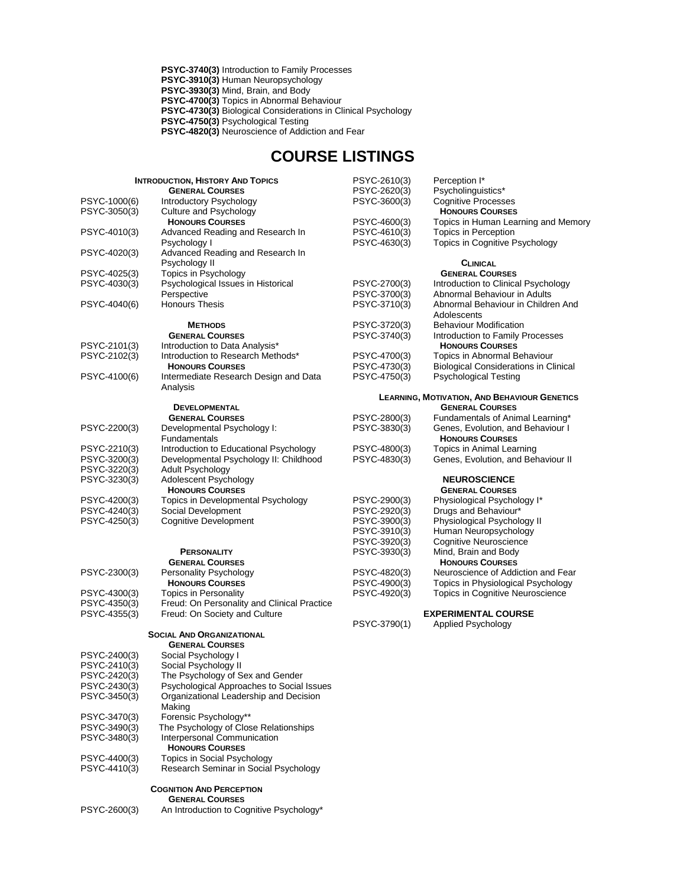**PSYC-3740(3)** Introduction to Family Processes
**PSYC-3910(3)** Human Neuropsychology
**PSYC-3930(3)** Mind, Brain, and Body
**PSYC-4700(3)** Topics in Abnormal Behaviour
**PSYC-4730(3)** Biological Considerations in Clinical Psychology
**PSYC-4750(3)** Psychological Testing
**PSYC-4820(3)** Neuroscience of Addiction and Fear

# COURSE LISTINGS

### Introduction, History And Topics

**General Courses**

PSYC-1000(6) Introductory Psychology
PSYC-3050(3) Culture and Psychology

**Honours Courses**

PSYC-4010(3) Advanced Reading and Research In Psychology I
PSYC-4020(3) Advanced Reading and Research In Psychology II
PSYC-4025(3) Topics in Psychology
PSYC-4030(3) Psychological Issues in Historical Perspective
PSYC-4040(6) Honours Thesis

### Methods

**General Courses**

PSYC-2101(3) Introduction to Data Analysis*
PSYC-2102(3) Introduction to Research Methods*

**Honours Courses**

PSYC-4100(6) Intermediate Research Design and Data Analysis

### Developmental

**General Courses**

PSYC-2200(3) Developmental Psychology I: Fundamentals
PSYC-2210(3) Introduction to Educational Psychology
PSYC-3200(3) Developmental Psychology II: Childhood
PSYC-3220(3) Adult Psychology
PSYC-3230(3) Adolescent Psychology

**Honours Courses**

PSYC-4200(3) Topics in Developmental Psychology
PSYC-4240(3) Social Development
PSYC-4250(3) Cognitive Development

### Personality

**General Courses**

PSYC-2300(3) Personality Psychology

**Honours Courses**

PSYC-4300(3) Topics in Personality
PSYC-4350(3) Freud: On Personality and Clinical Practice
PSYC-4355(3) Freud: On Society and Culture

### Social And Organizational

**General Courses**

PSYC-2400(3) Social Psychology I
PSYC-2410(3) Social Psychology II
PSYC-2420(3) The Psychology of Sex and Gender
PSYC-2430(3) Psychological Approaches to Social Issues
PSYC-3450(3) Organizational Leadership and Decision Making
PSYC-3470(3) Forensic Psychology**
PSYC-3490(3) The Psychology of Close Relationships
PSYC-3480(3) Interpersonal Communication

**Honours Courses**

PSYC-4400(3) Topics in Social Psychology
PSYC-4410(3) Research Seminar in Social Psychology

### Cognition And Perception

**General Courses**

PSYC-2600(3) An Introduction to Cognitive Psychology*
PSYC-2610(3) Perception I*
PSYC-2620(3) Psycholinguistics*
PSYC-3600(3) Cognitive Processes

**Honours Courses**

PSYC-4600(3) Topics in Human Learning and Memory
PSYC-4610(3) Topics in Perception
PSYC-4630(3) Topics in Cognitive Psychology

### Clinical

**General Courses**

PSYC-2700(3) Introduction to Clinical Psychology
PSYC-3700(3) Abnormal Behaviour in Adults
PSYC-3710(3) Abnormal Behaviour in Children And Adolescents
PSYC-3720(3) Behaviour Modification
PSYC-3740(3) Introduction to Family Processes

**Honours Courses**

PSYC-4700(3) Topics in Abnormal Behaviour
PSYC-4730(3) Biological Considerations in Clinical
PSYC-4750(3) Psychological Testing

### Learning, Motivation, And Behaviour Genetics

**General Courses**

PSYC-2800(3) Fundamentals of Animal Learning*
PSYC-3830(3) Genes, Evolution, and Behaviour I

**Honours Courses**

PSYC-4800(3) Topics in Animal Learning
PSYC-4830(3) Genes, Evolution, and Behaviour II

### NEUROSCIENCE

**General Courses**

PSYC-2900(3) Physiological Psychology I*
PSYC-2920(3) Drugs and Behaviour*
PSYC-3900(3) Physiological Psychology II
PSYC-3910(3) Human Neuropsychology
PSYC-3920(3) Cognitive Neuroscience
PSYC-3930(3) Mind, Brain and Body

**Honours Courses**

PSYC-4820(3) Neuroscience of Addiction and Fear
PSYC-4900(3) Topics in Physiological Psychology
PSYC-4920(3) Topics in Cognitive Neuroscience

### EXPERIMENTAL COURSE

PSYC-3790(1) Applied Psychology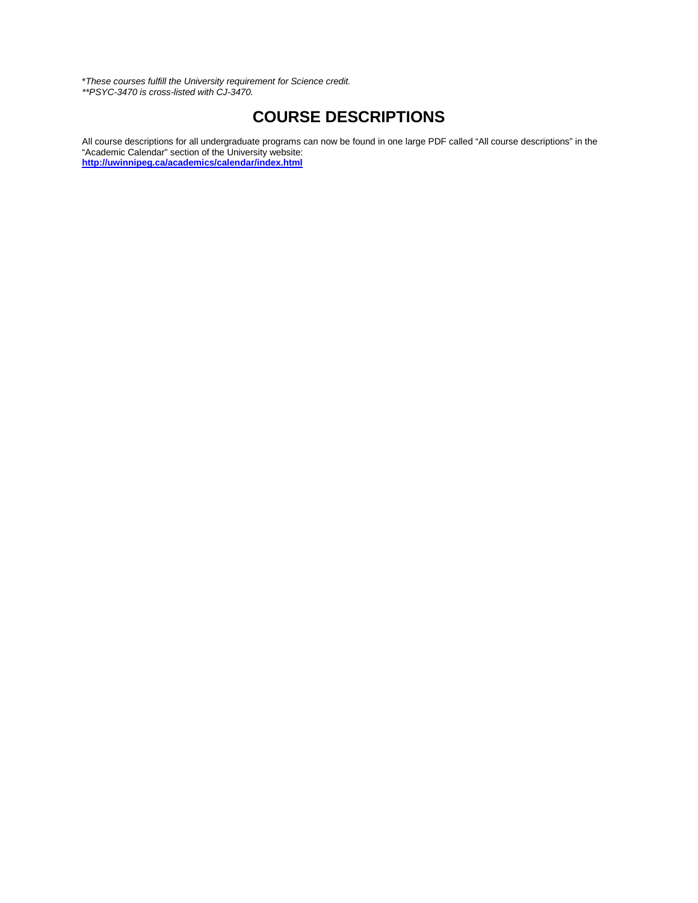**These courses fulfill the University requirement for Science credit.*
***PSYC-3470 is cross-listed with CJ-3470.*

## COURSE DESCRIPTIONS

All course descriptions for all undergraduate programs can now be found in one large PDF called “All course descriptions” in the “Academic Calendar” section of the University website:
**http://uwinnipeg.ca/academics/calendar/index.html**